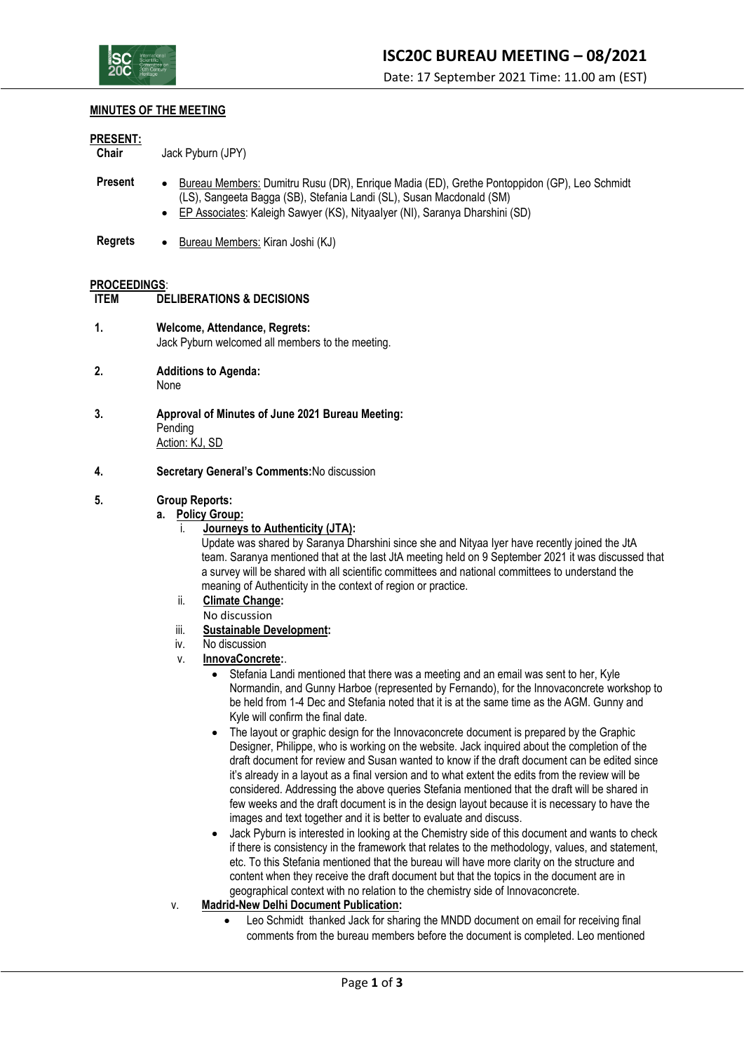# ISC20C BUREAU MEETING – 08/2021

Date: 17 September 2021 Time: 11.00 am (EST)

**MINUTES OF THE MEETING**

**PRESENT:**

**Chair** Jack Pyburn (JPY)

**Present**

- Bureau Members: Dumitru Rusu (DR), Enrique Madia (ED), Grethe Pontoppidon (GP), Leo Schmidt (LS), Sangeeta Bagga (SB), Stefania Landi (SL), Susan Macdonald (SM)
- EP Associates: Kaleigh Sawyer (KS), NityaaIyer (NI), Saranya Dharshini (SD)

**Regrets**

- Bureau Members: Kiran Joshi (KJ)

**PROCEEDINGS**:

**ITEM DELIBERATIONS & DECISIONS**

**1. Welcome, Attendance, Regrets:**
Jack Pyburn welcomed all members to the meeting.

**2. Additions to Agenda:**
None

**3. Approval of Minutes of June 2021 Bureau Meeting:**
Pending
Action: KJ, SD

**4. Secretary General's Comments:** No discussion

**5. Group Reports:**

a. **Policy Group:**

i. **Journeys to Authenticity (JTA):**
Update was shared by Saranya Dharshini since she and Nityaa Iyer have recently joined the JtA team. Saranya mentioned that at the last JtA meeting held on 9 September 2021 it was discussed that a survey will be shared with all scientific committees and national committees to understand the meaning of Authenticity in the context of region or practice.

ii. **Climate Change:**
No discussion

iii. **Sustainable Development:**

iv. No discussion

v. **InnovaConcrete:**.

- Stefania Landi mentioned that there was a meeting and an email was sent to her, Kyle Normandin, and Gunny Harboe (represented by Fernando), for the Innovaconcrete workshop to be held from 1-4 Dec and Stefania noted that it is at the same time as the AGM. Gunny and Kyle will confirm the final date.
- The layout or graphic design for the Innovaconcrete document is prepared by the Graphic Designer, Philippe, who is working on the website. Jack inquired about the completion of the draft document for review and Susan wanted to know if the draft document can be edited since it's already in a layout as a final version and to what extent the edits from the review will be considered. Addressing the above queries Stefania mentioned that the draft will be shared in few weeks and the draft document is in the design layout because it is necessary to have the images and text together and it is better to evaluate and discuss.
- Jack Pyburn is interested in looking at the Chemistry side of this document and wants to check if there is consistency in the framework that relates to the methodology, values, and statement, etc. To this Stefania mentioned that the bureau will have more clarity on the structure and content when they receive the draft document but that the topics in the document are in geographical context with no relation to the chemistry side of Innovaconcrete.

v. **Madrid-New Delhi Document Publication:**

- Leo Schmidt thanked Jack for sharing the MNDD document on email for receiving final comments from the bureau members before the document is completed. Leo mentioned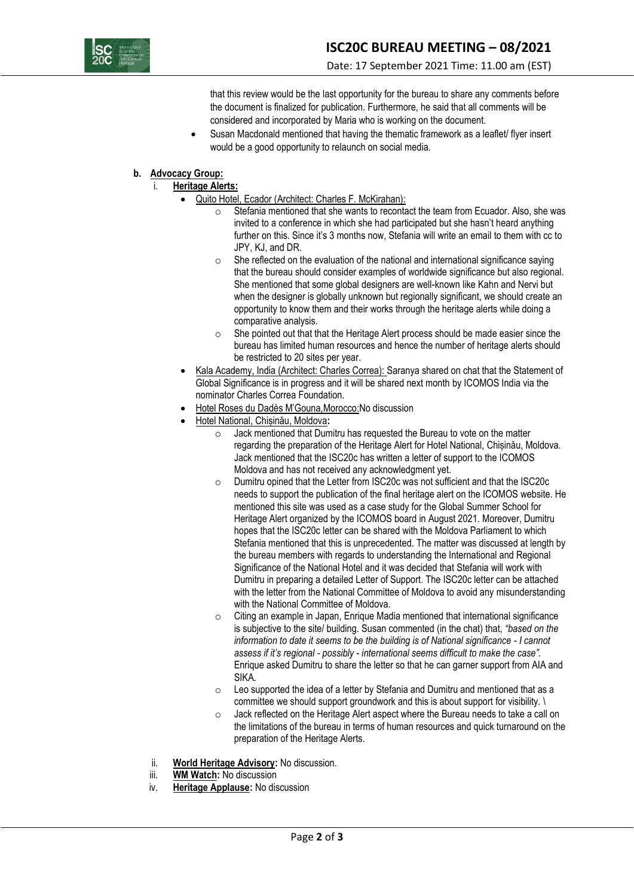that this review would be the last opportunity for the bureau to share any comments before the document is finalized for publication. Furthermore, he said that all comments will be considered and incorporated by Maria who is working on the document.

- Susan Macdonald mentioned that having the thematic framework as a leaflet/ flyer insert would be a good opportunity to relaunch on social media.

**b. Advocacy Group:**

i. **Heritage Alerts:**

- Quito Hotel, Ecador (Architect: Charles F. McKirahan):
  - Stefania mentioned that she wants to recontact the team from Ecuador. Also, she was invited to a conference in which she had participated but she hasn't heard anything further on this. Since it's 3 months now, Stefania will write an email to them with cc to JPY, KJ, and DR.
  - She reflected on the evaluation of the national and international significance saying that the bureau should consider examples of worldwide significance but also regional. She mentioned that some global designers are well-known like Kahn and Nervi but when the designer is globally unknown but regionally significant, we should create an opportunity to know them and their works through the heritage alerts while doing a comparative analysis.
  - She pointed out that that the Heritage Alert process should be made easier since the bureau has limited human resources and hence the number of heritage alerts should be restricted to 20 sites per year.
- Kala Academy, India (Architect: Charles Correa): Saranya shared on chat that the Statement of Global Significance is in progress and it will be shared next month by ICOMOS India via the nominator Charles Correa Foundation.
- Hotel Roses du Dadès M'Gouna,Morocco:No discussion
- Hotel National, Chișinău, Moldova**:**
  - Jack mentioned that Dumitru has requested the Bureau to vote on the matter regarding the preparation of the Heritage Alert for Hotel National, Chișinău, Moldova. Jack mentioned that the ISC20c has written a letter of support to the ICOMOS Moldova and has not received any acknowledgment yet.
  - Dumitru opined that the Letter from ISC20c was not sufficient and that the ISC20c needs to support the publication of the final heritage alert on the ICOMOS website. He mentioned this site was used as a case study for the Global Summer School for Heritage Alert organized by the ICOMOS board in August 2021. Moreover, Dumitru hopes that the ISC20c letter can be shared with the Moldova Parliament to which Stefania mentioned that this is unprecedented. The matter was discussed at length by the bureau members with regards to understanding the International and Regional Significance of the National Hotel and it was decided that Stefania will work with Dumitru in preparing a detailed Letter of Support. The ISC20c letter can be attached with the letter from the National Committee of Moldova to avoid any misunderstanding with the National Committee of Moldova.
  - Citing an example in Japan, Enrique Madia mentioned that international significance is subjective to the site/ building. Susan commented (in the chat) that, *"based on the information to date it seems to be the building is of National significance - I cannot assess if it's regional - possibly - international seems difficult to make the case".* Enrique asked Dumitru to share the letter so that he can garner support from AIA and SIKA.
  - Leo supported the idea of a letter by Stefania and Dumitru and mentioned that as a committee we should support groundwork and this is about support for visibility. \
  - Jack reflected on the Heritage Alert aspect where the Bureau needs to take a call on the limitations of the bureau in terms of human resources and quick turnaround on the preparation of the Heritage Alerts.

ii. **World Heritage Advisory:** No discussion.

iii. **WM Watch:** No discussion

iv. **Heritage Applause:** No discussion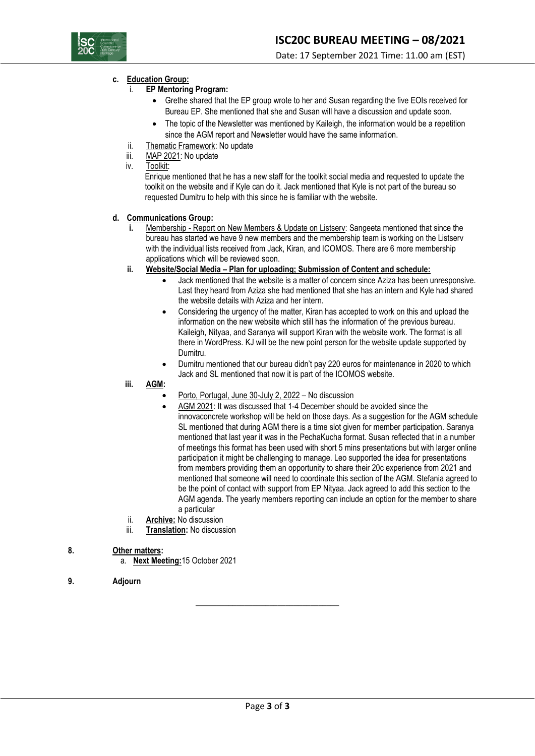**c. <u>Education Group:</u>**

i. **<u>EP Mentoring Program</u>:**

- Grethe shared that the EP group wrote to her and Susan regarding the five EOIs received for Bureau EP. She mentioned that she and Susan will have a discussion and update soon.
- The topic of the Newsletter was mentioned by Kaileigh, the information would be a repetition since the AGM report and Newsletter would have the same information.

ii. <u>Thematic Framework</u>: No update

iii. <u>MAP 2021</u>: No update

iv. <u>Toolkit</u>:

Enrique mentioned that he has a new staff for the toolkit social media and requested to update the toolkit on the website and if Kyle can do it. Jack mentioned that Kyle is not part of the bureau so requested Dumitru to help with this since he is familiar with the website.

**d. <u>Communications Group:</u>**

**i.** <u>Membership - Report on New Members & Update on Listserv</u>: Sangeeta mentioned that since the bureau has started we have 9 new members and the membership team is working on the Listserv with the individual lists received from Jack, Kiran, and ICOMOS. There are 6 more membership applications which will be reviewed soon.

**ii. <u>Website/Social Media – Plan for uploading; Submission of Content and schedule:</u>**

- Jack mentioned that the website is a matter of concern since Aziza has been unresponsive. Last they heard from Aziza she had mentioned that she has an intern and Kyle had shared the website details with Aziza and her intern.
- Considering the urgency of the matter, Kiran has accepted to work on this and upload the information on the new website which still has the information of the previous bureau. Kaileigh, Nityaa, and Saranya will support Kiran with the website work. The format is all there in WordPress. KJ will be the new point person for the website update supported by Dumitru.
- Dumitru mentioned that our bureau didn't pay 220 euros for maintenance in 2020 to which Jack and SL mentioned that now it is part of the ICOMOS website.

**iii. <u>AGM</u>:**

- <u>Porto, Portugal, June 30-July 2, 2022</u> – No discussion
- <u>AGM 2021</u>: It was discussed that 1-4 December should be avoided since the innovaconcrete workshop will be held on those days. As a suggestion for the AGM schedule SL mentioned that during AGM there is a time slot given for member participation. Saranya mentioned that last year it was in the PechaKucha format. Susan reflected that in a number of meetings this format has been used with short 5 mins presentations but with larger online participation it might be challenging to manage. Leo supported the idea for presentations from members providing them an opportunity to share their 20c experience from 2021 and mentioned that someone will need to coordinate this section of the AGM. Stefania agreed to be the point of contact with support from EP Nityaa. Jack agreed to add this section to the AGM agenda. The yearly members reporting can include an option for the member to share a particular

ii. **<u>Archive:</u>** No discussion

iii. **<u>Translation</u>:** No discussion

**8. <u>Other matters</u>:**

a. **<u>Next Meeting:</u>** 15 October 2021

**9. Adjourn**

---